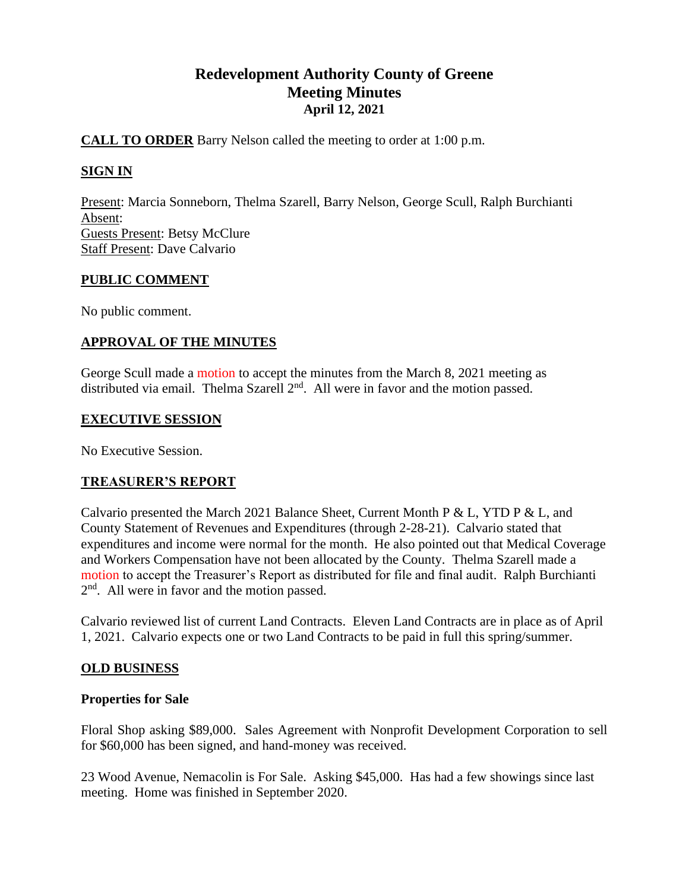# Redevelopment Authority County of Greene
## Meeting Minutes
### April 12, 2021

**CALL TO ORDER** Barry Nelson called the meeting to order at 1:00 p.m.

**SIGN IN**

Present: Marcia Sonneborn, Thelma Szarell, Barry Nelson, George Scull, Ralph Burchianti
Absent:
Guests Present: Betsy McClure
Staff Present: Dave Calvario

**PUBLIC COMMENT**

No public comment.

**APPROVAL OF THE MINUTES**

George Scull made a motion to accept the minutes from the March 8, 2021 meeting as distributed via email. Thelma Szarell 2nd. All were in favor and the motion passed.

**EXECUTIVE SESSION**

No Executive Session.

**TREASURER'S REPORT**

Calvario presented the March 2021 Balance Sheet, Current Month P & L, YTD P & L, and County Statement of Revenues and Expenditures (through 2-28-21). Calvario stated that expenditures and income were normal for the month. He also pointed out that Medical Coverage and Workers Compensation have not been allocated by the County. Thelma Szarell made a motion to accept the Treasurer's Report as distributed for file and final audit. Ralph Burchianti 2nd. All were in favor and the motion passed.

Calvario reviewed list of current Land Contracts. Eleven Land Contracts are in place as of April 1, 2021. Calvario expects one or two Land Contracts to be paid in full this spring/summer.

**OLD BUSINESS**

**Properties for Sale**

Floral Shop asking $89,000. Sales Agreement with Nonprofit Development Corporation to sell for $60,000 has been signed, and hand-money was received.

23 Wood Avenue, Nemacolin is For Sale. Asking $45,000. Has had a few showings since last meeting. Home was finished in September 2020.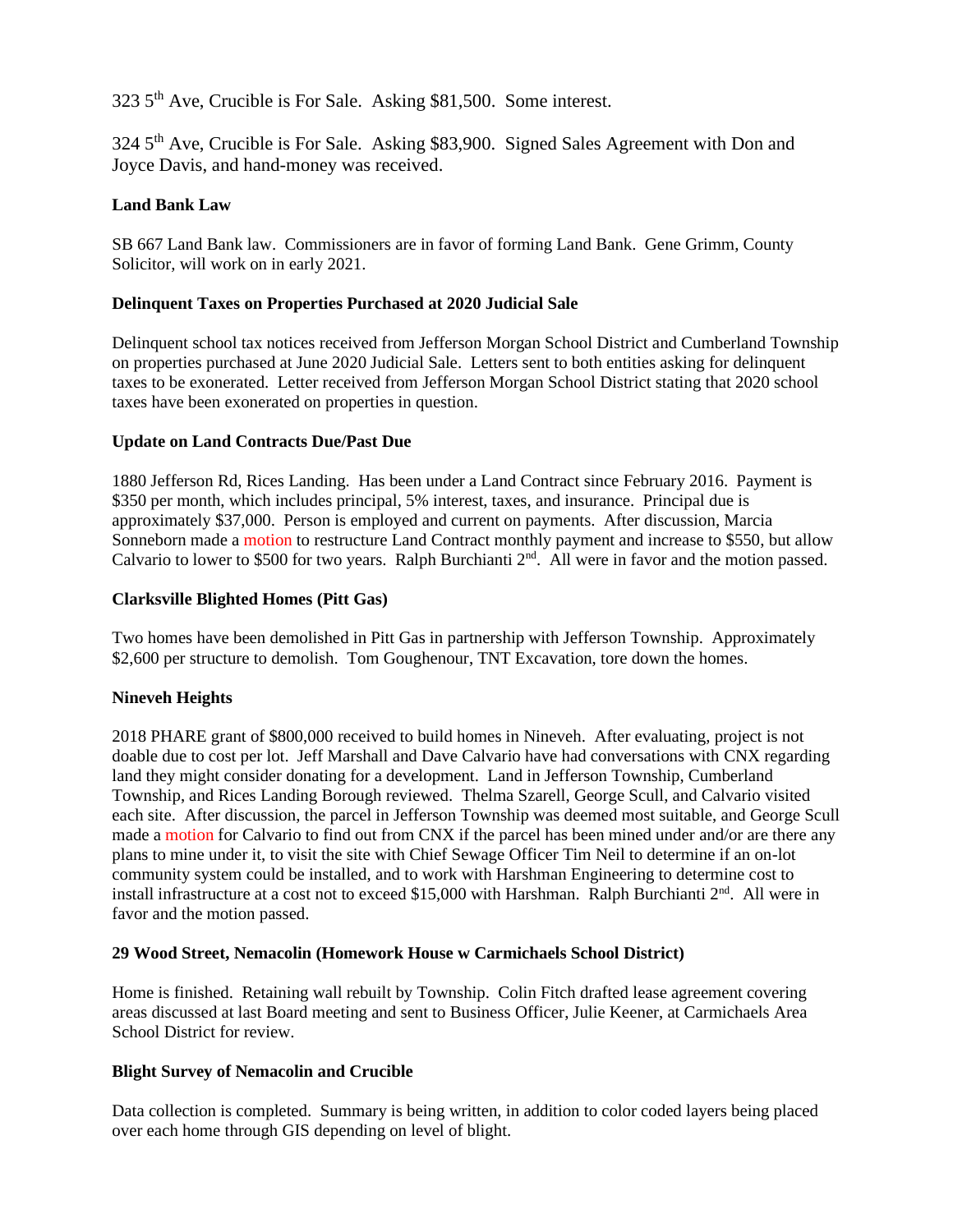323 5th Ave, Crucible is For Sale. Asking $81,500. Some interest.

324 5th Ave, Crucible is For Sale. Asking $83,900. Signed Sales Agreement with Don and Joyce Davis, and hand-money was received.

**Land Bank Law**

SB 667 Land Bank law. Commissioners are in favor of forming Land Bank. Gene Grimm, County Solicitor, will work on in early 2021.

**Delinquent Taxes on Properties Purchased at 2020 Judicial Sale**

Delinquent school tax notices received from Jefferson Morgan School District and Cumberland Township on properties purchased at June 2020 Judicial Sale. Letters sent to both entities asking for delinquent taxes to be exonerated. Letter received from Jefferson Morgan School District stating that 2020 school taxes have been exonerated on properties in question.

**Update on Land Contracts Due/Past Due**

1880 Jefferson Rd, Rices Landing. Has been under a Land Contract since February 2016. Payment is $350 per month, which includes principal, 5% interest, taxes, and insurance. Principal due is approximately $37,000. Person is employed and current on payments. After discussion, Marcia Sonneborn made a motion to restructure Land Contract monthly payment and increase to $550, but allow Calvario to lower to $500 for two years. Ralph Burchianti 2nd. All were in favor and the motion passed.

**Clarksville Blighted Homes (Pitt Gas)**

Two homes have been demolished in Pitt Gas in partnership with Jefferson Township. Approximately $2,600 per structure to demolish. Tom Goughenour, TNT Excavation, tore down the homes.

**Nineveh Heights**

2018 PHARE grant of $800,000 received to build homes in Nineveh. After evaluating, project is not doable due to cost per lot. Jeff Marshall and Dave Calvario have had conversations with CNX regarding land they might consider donating for a development. Land in Jefferson Township, Cumberland Township, and Rices Landing Borough reviewed. Thelma Szarell, George Scull, and Calvario visited each site. After discussion, the parcel in Jefferson Township was deemed most suitable, and George Scull made a motion for Calvario to find out from CNX if the parcel has been mined under and/or are there any plans to mine under it, to visit the site with Chief Sewage Officer Tim Neil to determine if an on-lot community system could be installed, and to work with Harshman Engineering to determine cost to install infrastructure at a cost not to exceed $15,000 with Harshman. Ralph Burchianti 2nd. All were in favor and the motion passed.

**29 Wood Street, Nemacolin (Homework House w Carmichaels School District)**

Home is finished. Retaining wall rebuilt by Township. Colin Fitch drafted lease agreement covering areas discussed at last Board meeting and sent to Business Officer, Julie Keener, at Carmichaels Area School District for review.

**Blight Survey of Nemacolin and Crucible**

Data collection is completed. Summary is being written, in addition to color coded layers being placed over each home through GIS depending on level of blight.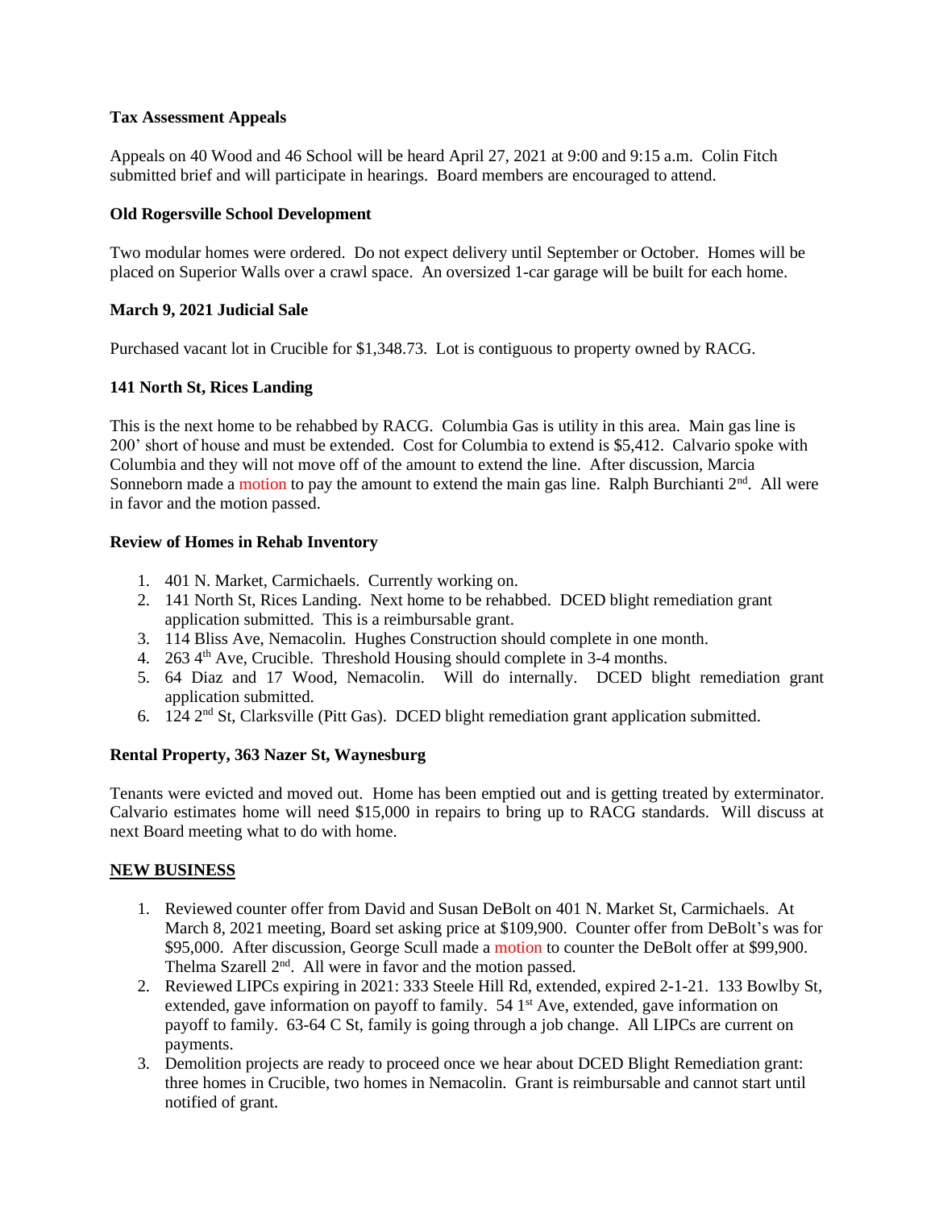**Tax Assessment Appeals**

Appeals on 40 Wood and 46 School will be heard April 27, 2021 at 9:00 and 9:15 a.m. Colin Fitch submitted brief and will participate in hearings. Board members are encouraged to attend.

**Old Rogersville School Development**

Two modular homes were ordered. Do not expect delivery until September or October. Homes will be placed on Superior Walls over a crawl space. An oversized 1-car garage will be built for each home.

**March 9, 2021 Judicial Sale**

Purchased vacant lot in Crucible for $1,348.73. Lot is contiguous to property owned by RACG.

**141 North St, Rices Landing**

This is the next home to be rehabbed by RACG. Columbia Gas is utility in this area. Main gas line is 200' short of house and must be extended. Cost for Columbia to extend is $5,412. Calvario spoke with Columbia and they will not move off of the amount to extend the line. After discussion, Marcia Sonneborn made a motion to pay the amount to extend the main gas line. Ralph Burchianti 2nd. All were in favor and the motion passed.

**Review of Homes in Rehab Inventory**

1. 401 N. Market, Carmichaels. Currently working on.
2. 141 North St, Rices Landing. Next home to be rehabbed. DCED blight remediation grant application submitted. This is a reimbursable grant.
3. 114 Bliss Ave, Nemacolin. Hughes Construction should complete in one month.
4. 263 4th Ave, Crucible. Threshold Housing should complete in 3-4 months.
5. 64 Diaz and 17 Wood, Nemacolin. Will do internally. DCED blight remediation grant application submitted.
6. 124 2nd St, Clarksville (Pitt Gas). DCED blight remediation grant application submitted.

**Rental Property, 363 Nazer St, Waynesburg**

Tenants were evicted and moved out. Home has been emptied out and is getting treated by exterminator. Calvario estimates home will need $15,000 in repairs to bring up to RACG standards. Will discuss at next Board meeting what to do with home.

**NEW BUSINESS**

1. Reviewed counter offer from David and Susan DeBolt on 401 N. Market St, Carmichaels. At March 8, 2021 meeting, Board set asking price at $109,900. Counter offer from DeBolt's was for $95,000. After discussion, George Scull made a motion to counter the DeBolt offer at $99,900. Thelma Szarell 2nd. All were in favor and the motion passed.
2. Reviewed LIPCs expiring in 2021: 333 Steele Hill Rd, extended, expired 2-1-21. 133 Bowlby St, extended, gave information on payoff to family. 54 1st Ave, extended, gave information on payoff to family. 63-64 C St, family is going through a job change. All LIPCs are current on payments.
3. Demolition projects are ready to proceed once we hear about DCED Blight Remediation grant: three homes in Crucible, two homes in Nemacolin. Grant is reimbursable and cannot start until notified of grant.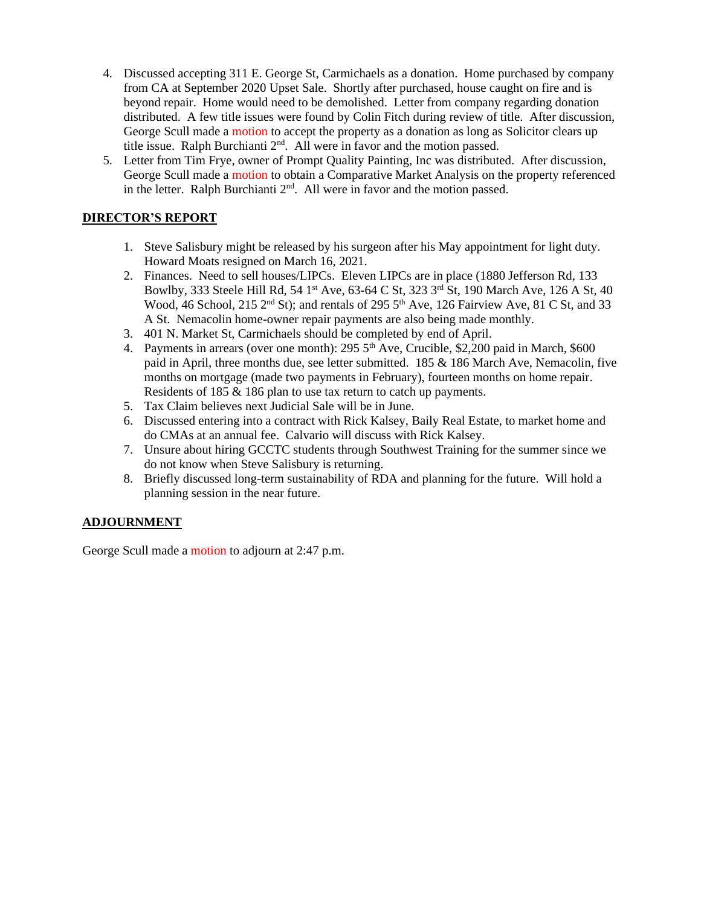4. Discussed accepting 311 E. George St, Carmichaels as a donation. Home purchased by company from CA at September 2020 Upset Sale. Shortly after purchased, house caught on fire and is beyond repair. Home would need to be demolished. Letter from company regarding donation distributed. A few title issues were found by Colin Fitch during review of title. After discussion, George Scull made a motion to accept the property as a donation as long as Solicitor clears up title issue. Ralph Burchianti 2nd. All were in favor and the motion passed.
5. Letter from Tim Frye, owner of Prompt Quality Painting, Inc was distributed. After discussion, George Scull made a motion to obtain a Comparative Market Analysis on the property referenced in the letter. Ralph Burchianti 2nd. All were in favor and the motion passed.

**DIRECTOR'S REPORT**

1. Steve Salisbury might be released by his surgeon after his May appointment for light duty. Howard Moats resigned on March 16, 2021.
2. Finances. Need to sell houses/LIPCs. Eleven LIPCs are in place (1880 Jefferson Rd, 133 Bowlby, 333 Steele Hill Rd, 54 1st Ave, 63-64 C St, 323 3rd St, 190 March Ave, 126 A St, 40 Wood, 46 School, 215 2nd St); and rentals of 295 5th Ave, 126 Fairview Ave, 81 C St, and 33 A St. Nemacolin home-owner repair payments are also being made monthly.
3. 401 N. Market St, Carmichaels should be completed by end of April.
4. Payments in arrears (over one month): 295 5th Ave, Crucible, $2,200 paid in March, $600 paid in April, three months due, see letter submitted. 185 & 186 March Ave, Nemacolin, five months on mortgage (made two payments in February), fourteen months on home repair. Residents of 185 & 186 plan to use tax return to catch up payments.
5. Tax Claim believes next Judicial Sale will be in June.
6. Discussed entering into a contract with Rick Kalsey, Baily Real Estate, to market home and do CMAs at an annual fee. Calvario will discuss with Rick Kalsey.
7. Unsure about hiring GCCTC students through Southwest Training for the summer since we do not know when Steve Salisbury is returning.
8. Briefly discussed long-term sustainability of RDA and planning for the future. Will hold a planning session in the near future.

**ADJOURNMENT**

George Scull made a motion to adjourn at 2:47 p.m.